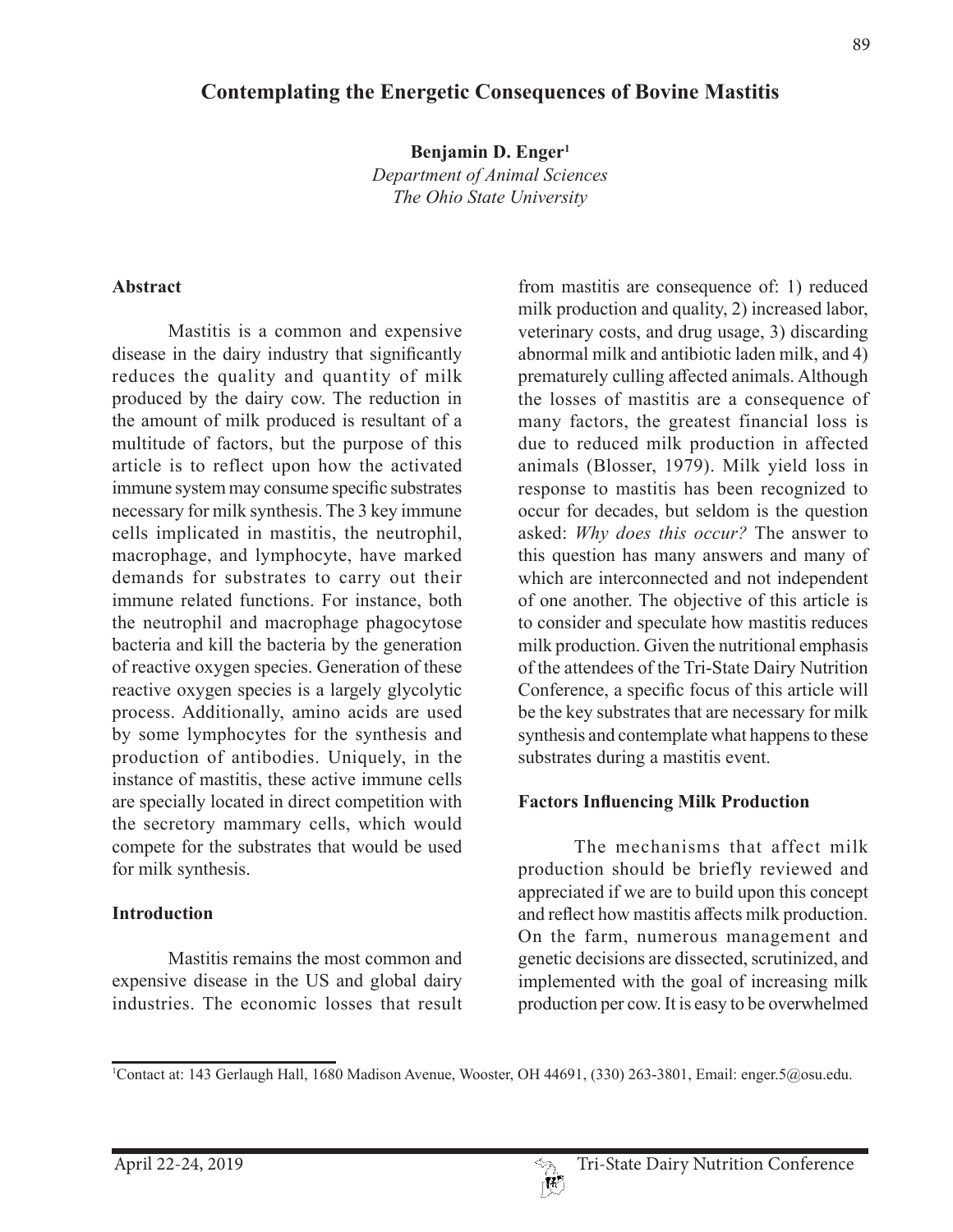# Contemplating the Energetic Consequences of Bovine Mastitis

**Benjamin D. Enger**[1]
*Department of Animal Sciences*
*The Ohio State University*

## Abstract

Mastitis is a common and expensive disease in the dairy industry that significantly reduces the quality and quantity of milk produced by the dairy cow. The reduction in the amount of milk produced is resultant of a multitude of factors, but the purpose of this article is to reflect upon how the activated immune system may consume specific substrates necessary for milk synthesis. The 3 key immune cells implicated in mastitis, the neutrophil, macrophage, and lymphocyte, have marked demands for substrates to carry out their immune related functions. For instance, both the neutrophil and macrophage phagocytose bacteria and kill the bacteria by the generation of reactive oxygen species. Generation of these reactive oxygen species is a largely glycolytic process. Additionally, amino acids are used by some lymphocytes for the synthesis and production of antibodies. Uniquely, in the instance of mastitis, these active immune cells are specially located in direct competition with the secretory mammary cells, which would compete for the substrates that would be used for milk synthesis.

## Introduction

Mastitis remains the most common and expensive disease in the US and global dairy industries. The economic losses that result from mastitis are consequence of: 1) reduced milk production and quality, 2) increased labor, veterinary costs, and drug usage, 3) discarding abnormal milk and antibiotic laden milk, and 4) prematurely culling affected animals. Although the losses of mastitis are a consequence of many factors, the greatest financial loss is due to reduced milk production in affected animals (Blosser, 1979). Milk yield loss in response to mastitis has been recognized to occur for decades, but seldom is the question asked: *Why does this occur?* The answer to this question has many answers and many of which are interconnected and not independent of one another. The objective of this article is to consider and speculate how mastitis reduces milk production. Given the nutritional emphasis of the attendees of the Tri-State Dairy Nutrition Conference, a specific focus of this article will be the key substrates that are necessary for milk synthesis and contemplate what happens to these substrates during a mastitis event.

## Factors Influencing Milk Production

The mechanisms that affect milk production should be briefly reviewed and appreciated if we are to build upon this concept and reflect how mastitis affects milk production. On the farm, numerous management and genetic decisions are dissected, scrutinized, and implemented with the goal of increasing milk production per cow. It is easy to be overwhelmed

[1]Contact at: 143 Gerlaugh Hall, 1680 Madison Avenue, Wooster, OH 44691, (330) 263-3801, Email: enger.5@osu.edu.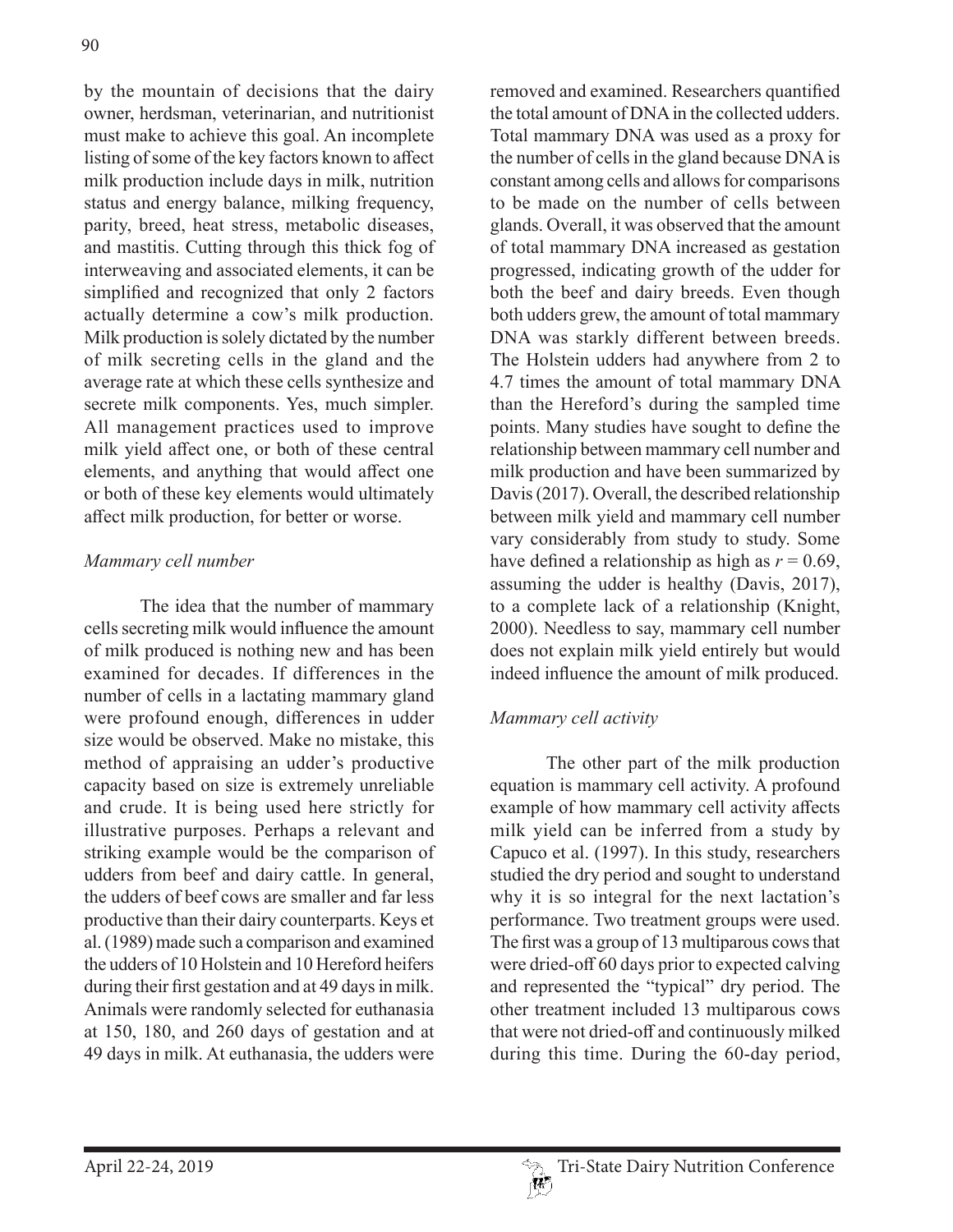by the mountain of decisions that the dairy owner, herdsman, veterinarian, and nutritionist must make to achieve this goal. An incomplete listing of some of the key factors known to affect milk production include days in milk, nutrition status and energy balance, milking frequency, parity, breed, heat stress, metabolic diseases, and mastitis. Cutting through this thick fog of interweaving and associated elements, it can be simplified and recognized that only 2 factors actually determine a cow's milk production. Milk production is solely dictated by the number of milk secreting cells in the gland and the average rate at which these cells synthesize and secrete milk components. Yes, much simpler. All management practices used to improve milk yield affect one, or both of these central elements, and anything that would affect one or both of these key elements would ultimately affect milk production, for better or worse.

*Mammary cell number*

The idea that the number of mammary cells secreting milk would influence the amount of milk produced is nothing new and has been examined for decades. If differences in the number of cells in a lactating mammary gland were profound enough, differences in udder size would be observed. Make no mistake, this method of appraising an udder's productive capacity based on size is extremely unreliable and crude. It is being used here strictly for illustrative purposes. Perhaps a relevant and striking example would be the comparison of udders from beef and dairy cattle. In general, the udders of beef cows are smaller and far less productive than their dairy counterparts. Keys et al. (1989) made such a comparison and examined the udders of 10 Holstein and 10 Hereford heifers during their first gestation and at 49 days in milk. Animals were randomly selected for euthanasia at 150, 180, and 260 days of gestation and at 49 days in milk. At euthanasia, the udders were removed and examined. Researchers quantified the total amount of DNA in the collected udders. Total mammary DNA was used as a proxy for the number of cells in the gland because DNA is constant among cells and allows for comparisons to be made on the number of cells between glands. Overall, it was observed that the amount of total mammary DNA increased as gestation progressed, indicating growth of the udder for both the beef and dairy breeds. Even though both udders grew, the amount of total mammary DNA was starkly different between breeds. The Holstein udders had anywhere from 2 to 4.7 times the amount of total mammary DNA than the Hereford's during the sampled time points. Many studies have sought to define the relationship between mammary cell number and milk production and have been summarized by Davis (2017). Overall, the described relationship between milk yield and mammary cell number vary considerably from study to study. Some have defined a relationship as high as $r = 0.69$, assuming the udder is healthy (Davis, 2017), to a complete lack of a relationship (Knight, 2000). Needless to say, mammary cell number does not explain milk yield entirely but would indeed influence the amount of milk produced.

*Mammary cell activity*

The other part of the milk production equation is mammary cell activity. A profound example of how mammary cell activity affects milk yield can be inferred from a study by Capuco et al. (1997). In this study, researchers studied the dry period and sought to understand why it is so integral for the next lactation's performance. Two treatment groups were used. The first was a group of 13 multiparous cows that were dried-off 60 days prior to expected calving and represented the "typical" dry period. The other treatment included 13 multiparous cows that were not dried-off and continuously milked during this time. During the 60-day period,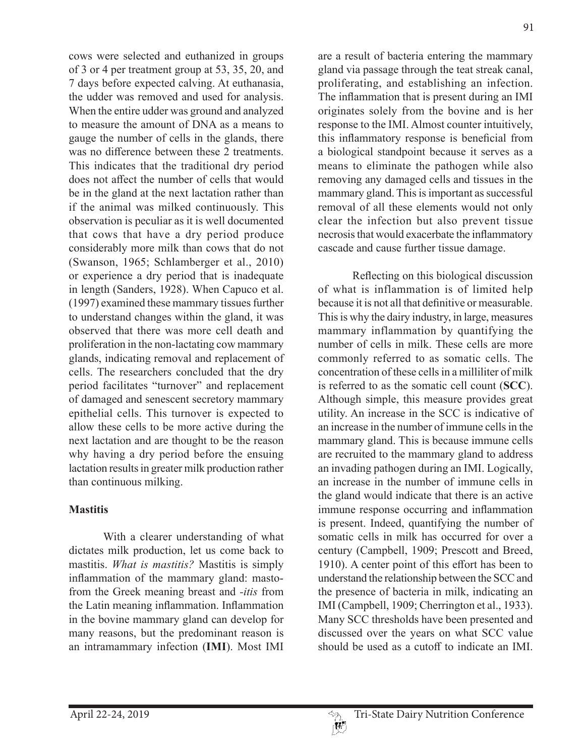cows were selected and euthanized in groups of 3 or 4 per treatment group at 53, 35, 20, and 7 days before expected calving. At euthanasia, the udder was removed and used for analysis. When the entire udder was ground and analyzed to measure the amount of DNA as a means to gauge the number of cells in the glands, there was no difference between these 2 treatments. This indicates that the traditional dry period does not affect the number of cells that would be in the gland at the next lactation rather than if the animal was milked continuously. This observation is peculiar as it is well documented that cows that have a dry period produce considerably more milk than cows that do not (Swanson, 1965; Schlamberger et al., 2010) or experience a dry period that is inadequate in length (Sanders, 1928). When Capuco et al. (1997) examined these mammary tissues further to understand changes within the gland, it was observed that there was more cell death and proliferation in the non-lactating cow mammary glands, indicating removal and replacement of cells. The researchers concluded that the dry period facilitates "turnover" and replacement of damaged and senescent secretory mammary epithelial cells. This turnover is expected to allow these cells to be more active during the next lactation and are thought to be the reason why having a dry period before the ensuing lactation results in greater milk production rather than continuous milking.

## Mastitis

With a clearer understanding of what dictates milk production, let us come back to mastitis. *What is mastitis?* Mastitis is simply inflammation of the mammary gland: masto- from the Greek meaning breast and *-itis* from the Latin meaning inflammation. Inflammation in the bovine mammary gland can develop for many reasons, but the predominant reason is an intramammary infection (**IMI**). Most IMI are a result of bacteria entering the mammary gland via passage through the teat streak canal, proliferating, and establishing an infection. The inflammation that is present during an IMI originates solely from the bovine and is her response to the IMI. Almost counter intuitively, this inflammatory response is beneficial from a biological standpoint because it serves as a means to eliminate the pathogen while also removing any damaged cells and tissues in the mammary gland. This is important as successful removal of all these elements would not only clear the infection but also prevent tissue necrosis that would exacerbate the inflammatory cascade and cause further tissue damage.

Reflecting on this biological discussion of what is inflammation is of limited help because it is not all that definitive or measurable. This is why the dairy industry, in large, measures mammary inflammation by quantifying the number of cells in milk. These cells are more commonly referred to as somatic cells. The concentration of these cells in a milliliter of milk is referred to as the somatic cell count (**SCC**). Although simple, this measure provides great utility. An increase in the SCC is indicative of an increase in the number of immune cells in the mammary gland. This is because immune cells are recruited to the mammary gland to address an invading pathogen during an IMI. Logically, an increase in the number of immune cells in the gland would indicate that there is an active immune response occurring and inflammation is present. Indeed, quantifying the number of somatic cells in milk has occurred for over a century (Campbell, 1909; Prescott and Breed, 1910). A center point of this effort has been to understand the relationship between the SCC and the presence of bacteria in milk, indicating an IMI (Campbell, 1909; Cherrington et al., 1933). Many SCC thresholds have been presented and discussed over the years on what SCC value should be used as a cutoff to indicate an IMI.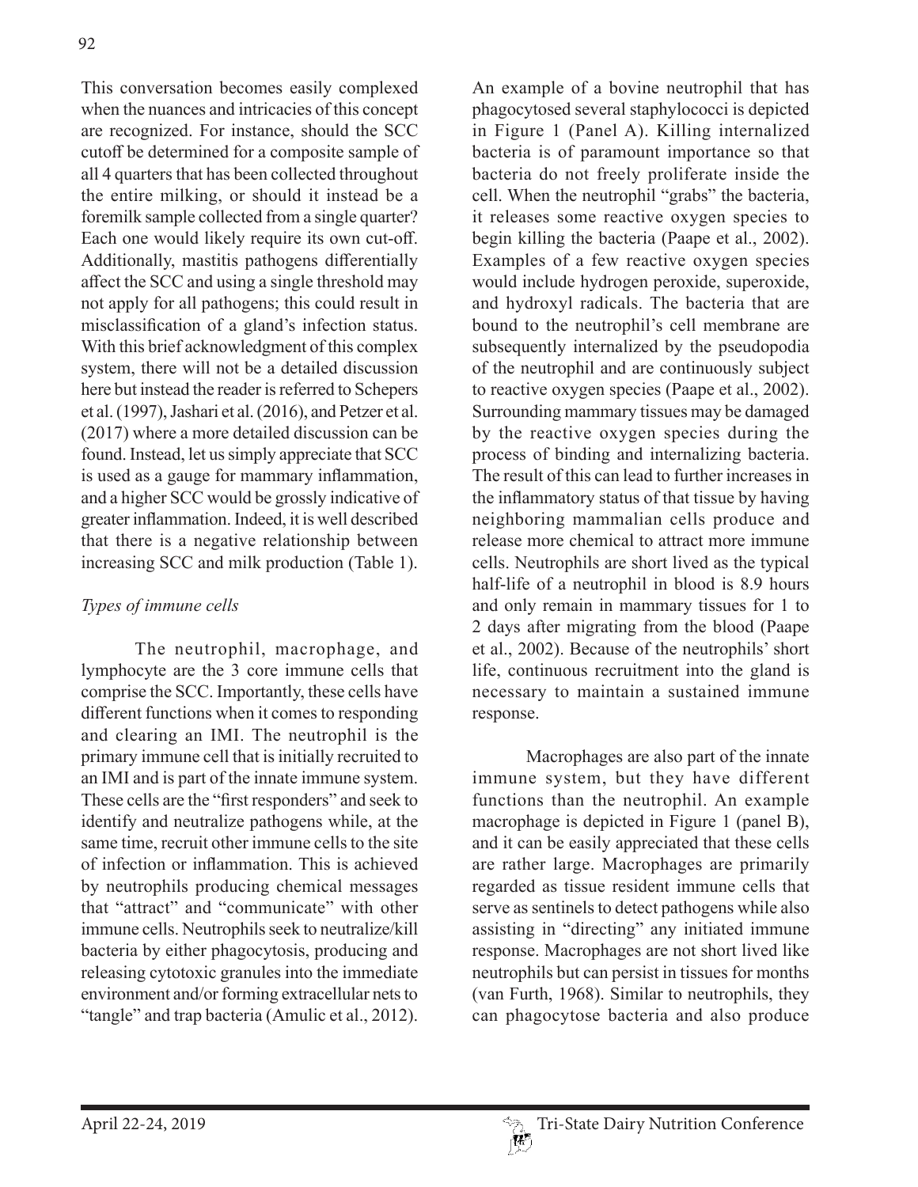This conversation becomes easily complexed when the nuances and intricacies of this concept are recognized. For instance, should the SCC cutoff be determined for a composite sample of all 4 quarters that has been collected throughout the entire milking, or should it instead be a foremilk sample collected from a single quarter? Each one would likely require its own cut-off. Additionally, mastitis pathogens differentially affect the SCC and using a single threshold may not apply for all pathogens; this could result in misclassification of a gland's infection status. With this brief acknowledgment of this complex system, there will not be a detailed discussion here but instead the reader is referred to Schepers et al. (1997), Jashari et al. (2016), and Petzer et al. (2017) where a more detailed discussion can be found. Instead, let us simply appreciate that SCC is used as a gauge for mammary inflammation, and a higher SCC would be grossly indicative of greater inflammation. Indeed, it is well described that there is a negative relationship between increasing SCC and milk production (Table 1).

### *Types of immune cells*

The neutrophil, macrophage, and lymphocyte are the 3 core immune cells that comprise the SCC. Importantly, these cells have different functions when it comes to responding and clearing an IMI. The neutrophil is the primary immune cell that is initially recruited to an IMI and is part of the innate immune system. These cells are the "first responders" and seek to identify and neutralize pathogens while, at the same time, recruit other immune cells to the site of infection or inflammation. This is achieved by neutrophils producing chemical messages that "attract" and "communicate" with other immune cells. Neutrophils seek to neutralize/kill bacteria by either phagocytosis, producing and releasing cytotoxic granules into the immediate environment and/or forming extracellular nets to "tangle" and trap bacteria (Amulic et al., 2012). An example of a bovine neutrophil that has phagocytosed several staphylococci is depicted in Figure 1 (Panel A). Killing internalized bacteria is of paramount importance so that bacteria do not freely proliferate inside the cell. When the neutrophil "grabs" the bacteria, it releases some reactive oxygen species to begin killing the bacteria (Paape et al., 2002). Examples of a few reactive oxygen species would include hydrogen peroxide, superoxide, and hydroxyl radicals. The bacteria that are bound to the neutrophil's cell membrane are subsequently internalized by the pseudopodia of the neutrophil and are continuously subject to reactive oxygen species (Paape et al., 2002). Surrounding mammary tissues may be damaged by the reactive oxygen species during the process of binding and internalizing bacteria. The result of this can lead to further increases in the inflammatory status of that tissue by having neighboring mammalian cells produce and release more chemical to attract more immune cells. Neutrophils are short lived as the typical half-life of a neutrophil in blood is 8.9 hours and only remain in mammary tissues for 1 to 2 days after migrating from the blood (Paape et al., 2002). Because of the neutrophils' short life, continuous recruitment into the gland is necessary to maintain a sustained immune response.

Macrophages are also part of the innate immune system, but they have different functions than the neutrophil. An example macrophage is depicted in Figure 1 (panel B), and it can be easily appreciated that these cells are rather large. Macrophages are primarily regarded as tissue resident immune cells that serve as sentinels to detect pathogens while also assisting in "directing" any initiated immune response. Macrophages are not short lived like neutrophils but can persist in tissues for months (van Furth, 1968). Similar to neutrophils, they can phagocytose bacteria and also produce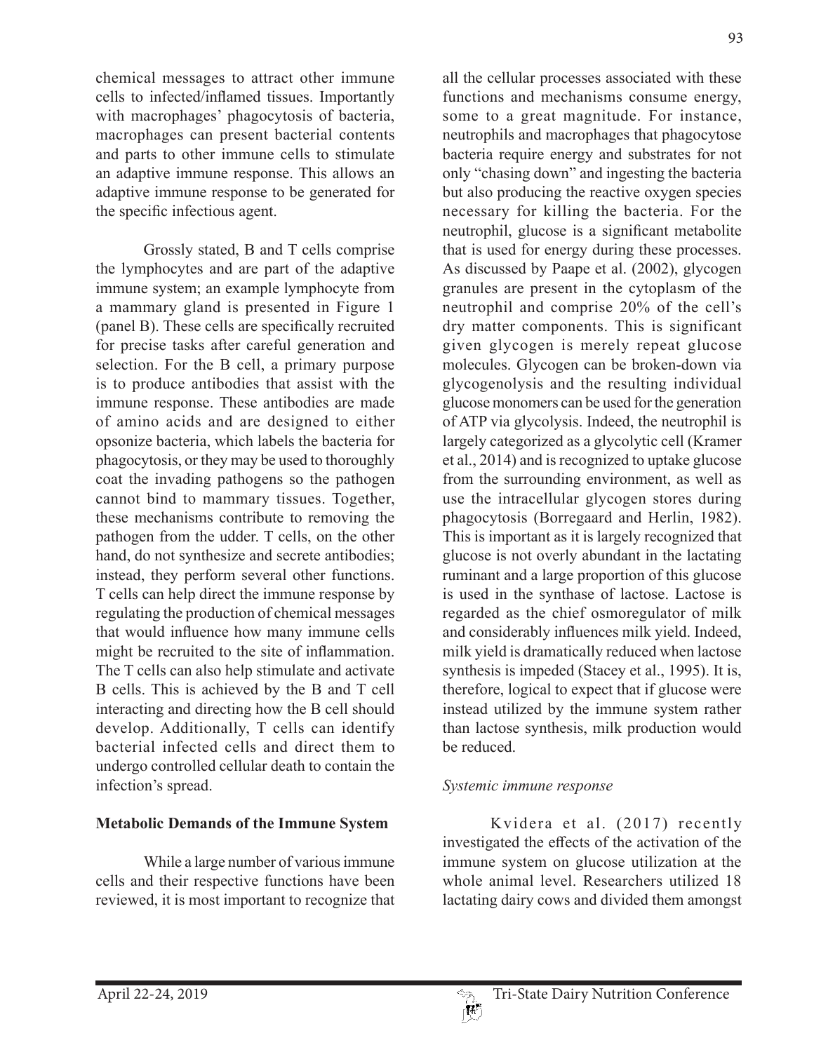chemical messages to attract other immune cells to infected/inflamed tissues. Importantly with macrophages' phagocytosis of bacteria, macrophages can present bacterial contents and parts to other immune cells to stimulate an adaptive immune response. This allows an adaptive immune response to be generated for the specific infectious agent.

Grossly stated, B and T cells comprise the lymphocytes and are part of the adaptive immune system; an example lymphocyte from a mammary gland is presented in Figure 1 (panel B). These cells are specifically recruited for precise tasks after careful generation and selection. For the B cell, a primary purpose is to produce antibodies that assist with the immune response. These antibodies are made of amino acids and are designed to either opsonize bacteria, which labels the bacteria for phagocytosis, or they may be used to thoroughly coat the invading pathogens so the pathogen cannot bind to mammary tissues. Together, these mechanisms contribute to removing the pathogen from the udder. T cells, on the other hand, do not synthesize and secrete antibodies; instead, they perform several other functions. T cells can help direct the immune response by regulating the production of chemical messages that would influence how many immune cells might be recruited to the site of inflammation. The T cells can also help stimulate and activate B cells. This is achieved by the B and T cell interacting and directing how the B cell should develop. Additionally, T cells can identify bacterial infected cells and direct them to undergo controlled cellular death to contain the infection's spread.

## Metabolic Demands of the Immune System

While a large number of various immune cells and their respective functions have been reviewed, it is most important to recognize that all the cellular processes associated with these functions and mechanisms consume energy, some to a great magnitude. For instance, neutrophils and macrophages that phagocytose bacteria require energy and substrates for not only "chasing down" and ingesting the bacteria but also producing the reactive oxygen species necessary for killing the bacteria. For the neutrophil, glucose is a significant metabolite that is used for energy during these processes. As discussed by Paape et al. (2002), glycogen granules are present in the cytoplasm of the neutrophil and comprise 20% of the cell's dry matter components. This is significant given glycogen is merely repeat glucose molecules. Glycogen can be broken-down via glycogenolysis and the resulting individual glucose monomers can be used for the generation of ATP via glycolysis. Indeed, the neutrophil is largely categorized as a glycolytic cell (Kramer et al., 2014) and is recognized to uptake glucose from the surrounding environment, as well as use the intracellular glycogen stores during phagocytosis (Borregaard and Herlin, 1982). This is important as it is largely recognized that glucose is not overly abundant in the lactating ruminant and a large proportion of this glucose is used in the synthase of lactose. Lactose is regarded as the chief osmoregulator of milk and considerably influences milk yield. Indeed, milk yield is dramatically reduced when lactose synthesis is impeded (Stacey et al., 1995). It is, therefore, logical to expect that if glucose were instead utilized by the immune system rather than lactose synthesis, milk production would be reduced.

### *Systemic immune response*

Kvidera et al. (2017) recently investigated the effects of the activation of the immune system on glucose utilization at the whole animal level. Researchers utilized 18 lactating dairy cows and divided them amongst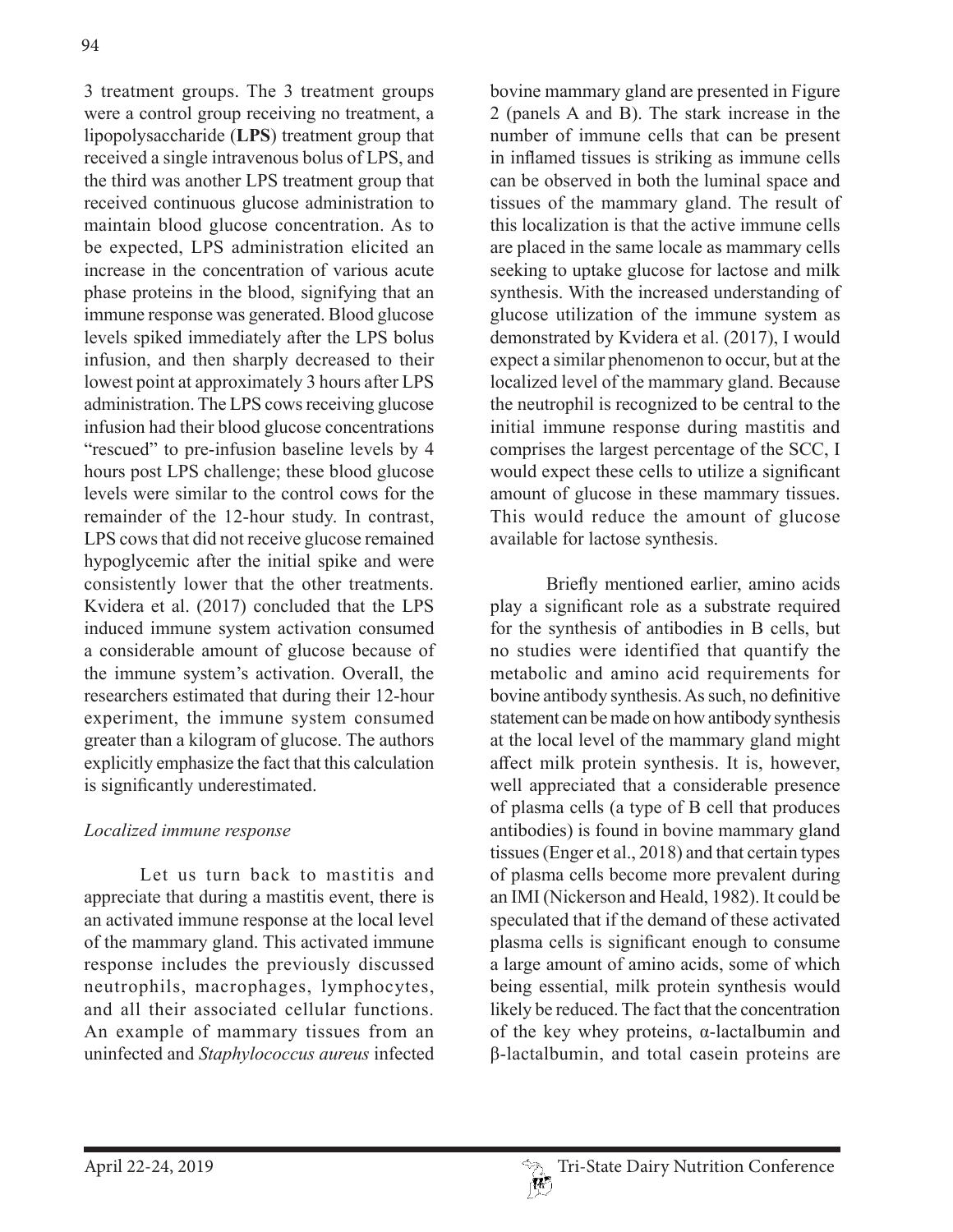3 treatment groups. The 3 treatment groups were a control group receiving no treatment, a lipopolysaccharide (**LPS**) treatment group that received a single intravenous bolus of LPS, and the third was another LPS treatment group that received continuous glucose administration to maintain blood glucose concentration. As to be expected, LPS administration elicited an increase in the concentration of various acute phase proteins in the blood, signifying that an immune response was generated. Blood glucose levels spiked immediately after the LPS bolus infusion, and then sharply decreased to their lowest point at approximately 3 hours after LPS administration. The LPS cows receiving glucose infusion had their blood glucose concentrations "rescued" to pre-infusion baseline levels by 4 hours post LPS challenge; these blood glucose levels were similar to the control cows for the remainder of the 12-hour study. In contrast, LPS cows that did not receive glucose remained hypoglycemic after the initial spike and were consistently lower that the other treatments. Kvidera et al. (2017) concluded that the LPS induced immune system activation consumed a considerable amount of glucose because of the immune system's activation. Overall, the researchers estimated that during their 12-hour experiment, the immune system consumed greater than a kilogram of glucose. The authors explicitly emphasize the fact that this calculation is significantly underestimated.

*Localized immune response*

Let us turn back to mastitis and appreciate that during a mastitis event, there is an activated immune response at the local level of the mammary gland. This activated immune response includes the previously discussed neutrophils, macrophages, lymphocytes, and all their associated cellular functions. An example of mammary tissues from an uninfected and *Staphylococcus aureus* infected bovine mammary gland are presented in Figure 2 (panels A and B). The stark increase in the number of immune cells that can be present in inflamed tissues is striking as immune cells can be observed in both the luminal space and tissues of the mammary gland. The result of this localization is that the active immune cells are placed in the same locale as mammary cells seeking to uptake glucose for lactose and milk synthesis. With the increased understanding of glucose utilization of the immune system as demonstrated by Kvidera et al. (2017), I would expect a similar phenomenon to occur, but at the localized level of the mammary gland. Because the neutrophil is recognized to be central to the initial immune response during mastitis and comprises the largest percentage of the SCC, I would expect these cells to utilize a significant amount of glucose in these mammary tissues. This would reduce the amount of glucose available for lactose synthesis.

Briefly mentioned earlier, amino acids play a significant role as a substrate required for the synthesis of antibodies in B cells, but no studies were identified that quantify the metabolic and amino acid requirements for bovine antibody synthesis. As such, no definitive statement can be made on how antibody synthesis at the local level of the mammary gland might affect milk protein synthesis. It is, however, well appreciated that a considerable presence of plasma cells (a type of B cell that produces antibodies) is found in bovine mammary gland tissues (Enger et al., 2018) and that certain types of plasma cells become more prevalent during an IMI (Nickerson and Heald, 1982). It could be speculated that if the demand of these activated plasma cells is significant enough to consume a large amount of amino acids, some of which being essential, milk protein synthesis would likely be reduced. The fact that the concentration of the key whey proteins, α-lactalbumin and β-lactalbumin, and total casein proteins are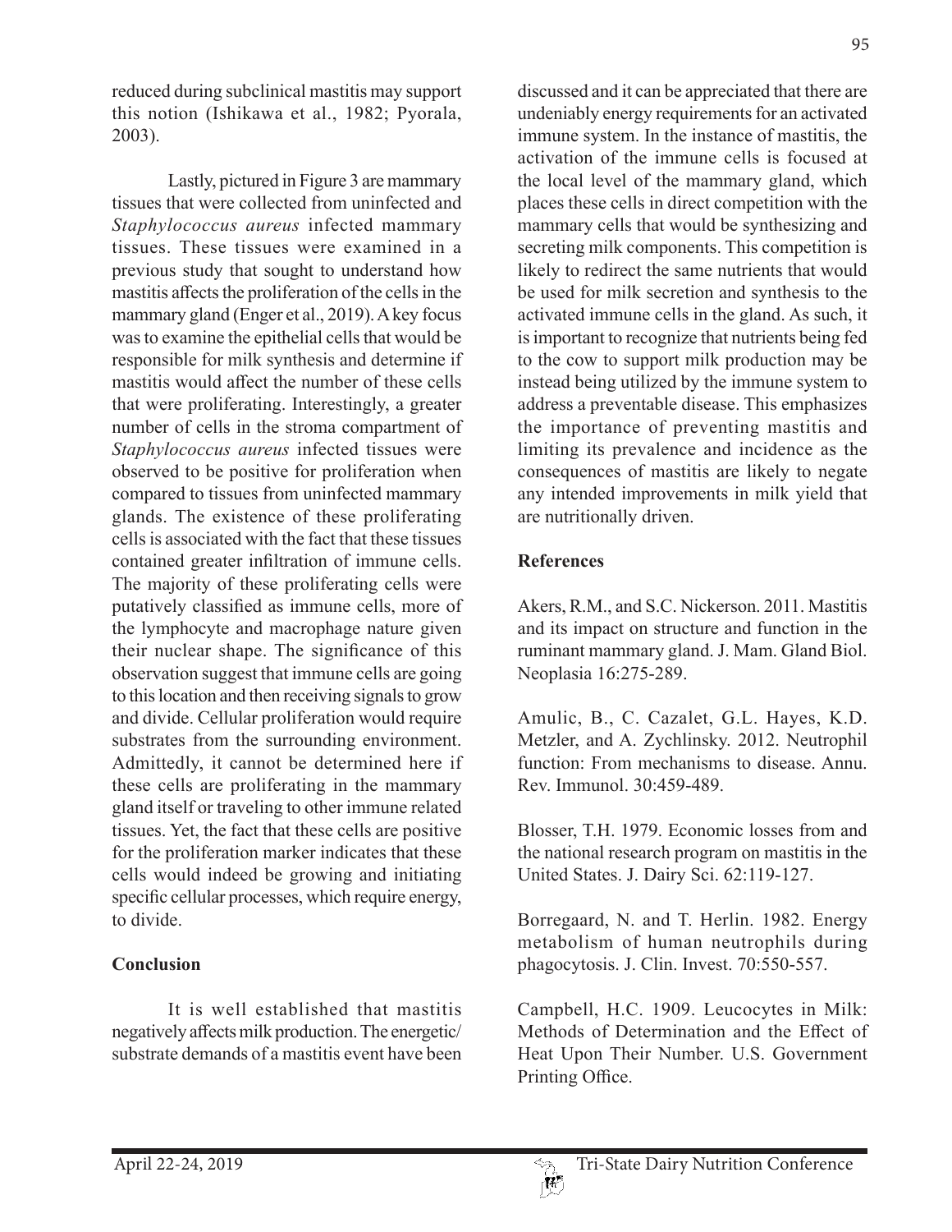reduced during subclinical mastitis may support this notion (Ishikawa et al., 1982; Pyorala, 2003).

Lastly, pictured in Figure 3 are mammary tissues that were collected from uninfected and *Staphylococcus aureus* infected mammary tissues. These tissues were examined in a previous study that sought to understand how mastitis affects the proliferation of the cells in the mammary gland (Enger et al., 2019). A key focus was to examine the epithelial cells that would be responsible for milk synthesis and determine if mastitis would affect the number of these cells that were proliferating. Interestingly, a greater number of cells in the stroma compartment of *Staphylococcus aureus* infected tissues were observed to be positive for proliferation when compared to tissues from uninfected mammary glands. The existence of these proliferating cells is associated with the fact that these tissues contained greater infiltration of immune cells. The majority of these proliferating cells were putatively classified as immune cells, more of the lymphocyte and macrophage nature given their nuclear shape. The significance of this observation suggest that immune cells are going to this location and then receiving signals to grow and divide. Cellular proliferation would require substrates from the surrounding environment. Admittedly, it cannot be determined here if these cells are proliferating in the mammary gland itself or traveling to other immune related tissues. Yet, the fact that these cells are positive for the proliferation marker indicates that these cells would indeed be growing and initiating specific cellular processes, which require energy, to divide.

## Conclusion

It is well established that mastitis negatively affects milk production. The energetic/substrate demands of a mastitis event have been discussed and it can be appreciated that there are undeniably energy requirements for an activated immune system. In the instance of mastitis, the activation of the immune cells is focused at the local level of the mammary gland, which places these cells in direct competition with the mammary cells that would be synthesizing and secreting milk components. This competition is likely to redirect the same nutrients that would be used for milk secretion and synthesis to the activated immune cells in the gland. As such, it is important to recognize that nutrients being fed to the cow to support milk production may be instead being utilized by the immune system to address a preventable disease. This emphasizes the importance of preventing mastitis and limiting its prevalence and incidence as the consequences of mastitis are likely to negate any intended improvements in milk yield that are nutritionally driven.

## References

Akers, R.M., and S.C. Nickerson. 2011. Mastitis and its impact on structure and function in the ruminant mammary gland. J. Mam. Gland Biol. Neoplasia 16:275-289.

Amulic, B., C. Cazalet, G.L. Hayes, K.D. Metzler, and A. Zychlinsky. 2012. Neutrophil function: From mechanisms to disease. Annu. Rev. Immunol. 30:459-489.

Blosser, T.H. 1979. Economic losses from and the national research program on mastitis in the United States. J. Dairy Sci. 62:119-127.

Borregaard, N. and T. Herlin. 1982. Energy metabolism of human neutrophils during phagocytosis. J. Clin. Invest. 70:550-557.

Campbell, H.C. 1909. Leucocytes in Milk: Methods of Determination and the Effect of Heat Upon Their Number. U.S. Government Printing Office.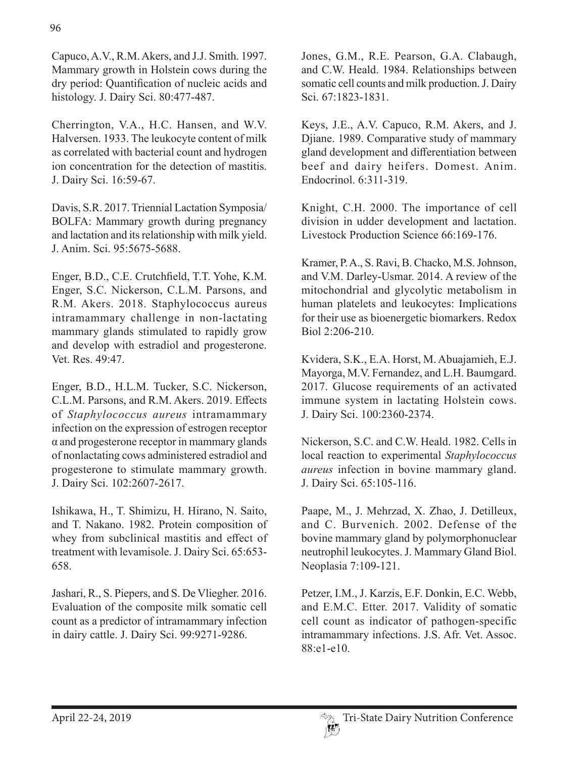Capuco, A.V., R.M. Akers, and J.J. Smith. 1997. Mammary growth in Holstein cows during the dry period: Quantification of nucleic acids and histology. J. Dairy Sci. 80:477-487.

Cherrington, V.A., H.C. Hansen, and W.V. Halversen. 1933. The leukocyte content of milk as correlated with bacterial count and hydrogen ion concentration for the detection of mastitis. J. Dairy Sci. 16:59-67.

Davis, S.R. 2017. Triennial Lactation Symposia/BOLFA: Mammary growth during pregnancy and lactation and its relationship with milk yield. J. Anim. Sci. 95:5675-5688.

Enger, B.D., C.E. Crutchfield, T.T. Yohe, K.M. Enger, S.C. Nickerson, C.L.M. Parsons, and R.M. Akers. 2018. Staphylococcus aureus intramammary challenge in non-lactating mammary glands stimulated to rapidly grow and develop with estradiol and progesterone. Vet. Res. 49:47.

Enger, B.D., H.L.M. Tucker, S.C. Nickerson, C.L.M. Parsons, and R.M. Akers. 2019. Effects of *Staphylococcus aureus* intramammary infection on the expression of estrogen receptor α and progesterone receptor in mammary glands of nonlactating cows administered estradiol and progesterone to stimulate mammary growth. J. Dairy Sci. 102:2607-2617.

Ishikawa, H., T. Shimizu, H. Hirano, N. Saito, and T. Nakano. 1982. Protein composition of whey from subclinical mastitis and effect of treatment with levamisole. J. Dairy Sci. 65:653-658.

Jashari, R., S. Piepers, and S. De Vliegher. 2016. Evaluation of the composite milk somatic cell count as a predictor of intramammary infection in dairy cattle. J. Dairy Sci. 99:9271-9286.

Jones, G.M., R.E. Pearson, G.A. Clabaugh, and C.W. Heald. 1984. Relationships between somatic cell counts and milk production. J. Dairy Sci. 67:1823-1831.

Keys, J.E., A.V. Capuco, R.M. Akers, and J. Djiane. 1989. Comparative study of mammary gland development and differentiation between beef and dairy heifers. Domest. Anim. Endocrinol. 6:311-319.

Knight, C.H. 2000. The importance of cell division in udder development and lactation. Livestock Production Science 66:169-176.

Kramer, P.A., S. Ravi, B. Chacko, M.S. Johnson, and V.M. Darley-Usmar. 2014. A review of the mitochondrial and glycolytic metabolism in human platelets and leukocytes: Implications for their use as bioenergetic biomarkers. Redox Biol 2:206-210.

Kvidera, S.K., E.A. Horst, M. Abuajamieh, E.J. Mayorga, M.V. Fernandez, and L.H. Baumgard. 2017. Glucose requirements of an activated immune system in lactating Holstein cows. J. Dairy Sci. 100:2360-2374.

Nickerson, S.C. and C.W. Heald. 1982. Cells in local reaction to experimental *Staphylococcus aureus* infection in bovine mammary gland. J. Dairy Sci. 65:105-116.

Paape, M., J. Mehrzad, X. Zhao, J. Detilleux, and C. Burvenich. 2002. Defense of the bovine mammary gland by polymorphonuclear neutrophil leukocytes. J. Mammary Gland Biol. Neoplasia 7:109-121.

Petzer, I.M., J. Karzis, E.F. Donkin, E.C. Webb, and E.M.C. Etter. 2017. Validity of somatic cell count as indicator of pathogen-specific intramammary infections. J.S. Afr. Vet. Assoc. 88:e1-e10.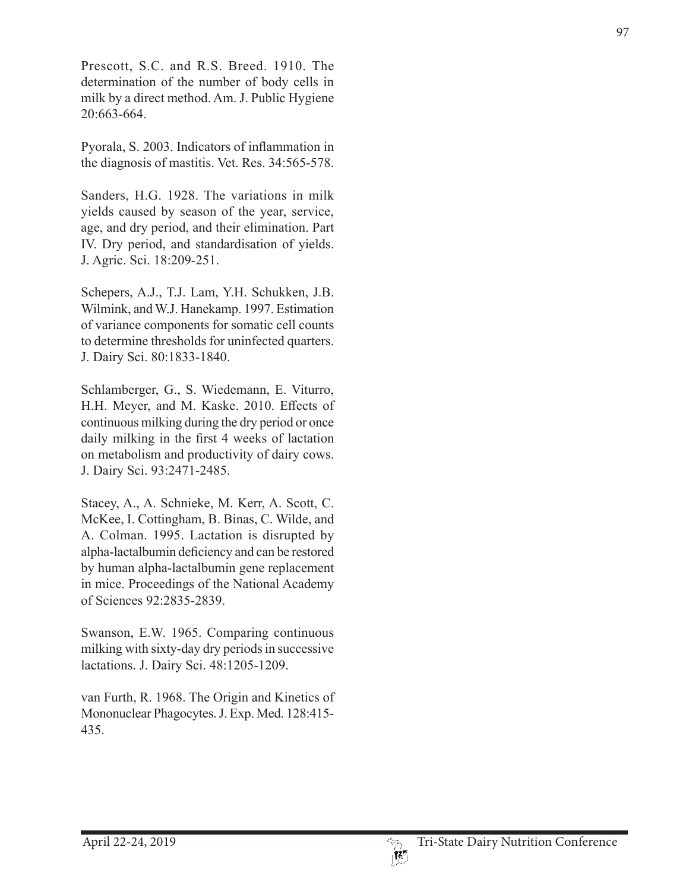Prescott, S.C. and R.S. Breed. 1910. The determination of the number of body cells in milk by a direct method. Am. J. Public Hygiene 20:663-664.

Pyorala, S. 2003. Indicators of inflammation in the diagnosis of mastitis. Vet. Res. 34:565-578.

Sanders, H.G. 1928. The variations in milk yields caused by season of the year, service, age, and dry period, and their elimination. Part IV. Dry period, and standardisation of yields. J. Agric. Sci. 18:209-251.

Schepers, A.J., T.J. Lam, Y.H. Schukken, J.B. Wilmink, and W.J. Hanekamp. 1997. Estimation of variance components for somatic cell counts to determine thresholds for uninfected quarters. J. Dairy Sci. 80:1833-1840.

Schlamberger, G., S. Wiedemann, E. Viturro, H.H. Meyer, and M. Kaske. 2010. Effects of continuous milking during the dry period or once daily milking in the first 4 weeks of lactation on metabolism and productivity of dairy cows. J. Dairy Sci. 93:2471-2485.

Stacey, A., A. Schnieke, M. Kerr, A. Scott, C. McKee, I. Cottingham, B. Binas, C. Wilde, and A. Colman. 1995. Lactation is disrupted by alpha-lactalbumin deficiency and can be restored by human alpha-lactalbumin gene replacement in mice. Proceedings of the National Academy of Sciences 92:2835-2839.

Swanson, E.W. 1965. Comparing continuous milking with sixty-day dry periods in successive lactations. J. Dairy Sci. 48:1205-1209.

van Furth, R. 1968. The Origin and Kinetics of Mononuclear Phagocytes. J. Exp. Med. 128:415-435.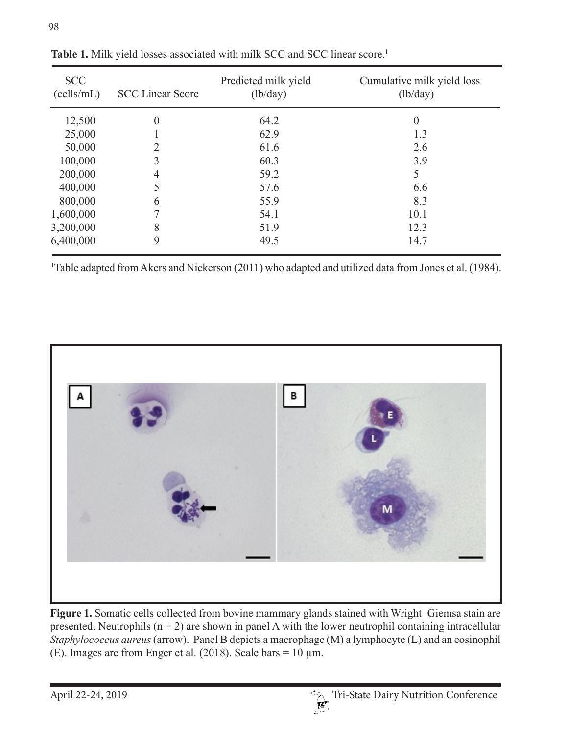**Table 1.** Milk yield losses associated with milk SCC and SCC linear score.[1]

| SCC (cells/mL) | SCC Linear Score | Predicted milk yield (lb/day) | Cumulative milk yield loss (lb/day) |
|---|---|---|---|
| 12,500 | 0 | 64.2 | 0 |
| 25,000 | 1 | 62.9 | 1.3 |
| 50,000 | 2 | 61.6 | 2.6 |
| 100,000 | 3 | 60.3 | 3.9 |
| 200,000 | 4 | 59.2 | 5 |
| 400,000 | 5 | 57.6 | 6.6 |
| 800,000 | 6 | 55.9 | 8.3 |
| 1,600,000 | 7 | 54.1 | 10.1 |
| 3,200,000 | 8 | 51.9 | 12.3 |
| 6,400,000 | 9 | 49.5 | 14.7 |

[1]Table adapted from Akers and Nickerson (2011) who adapted and utilized data from Jones et al. (1984).

**Figure 1.** Somatic cells collected from bovine mammary glands stained with Wright–Giemsa stain are presented. Neutrophils (n = 2) are shown in panel A with the lower neutrophil containing intracellular *Staphylococcus aureus* (arrow). Panel B depicts a macrophage (M) a lymphocyte (L) and an eosinophil (E). Images are from Enger et al. (2018). Scale bars = 10 µm.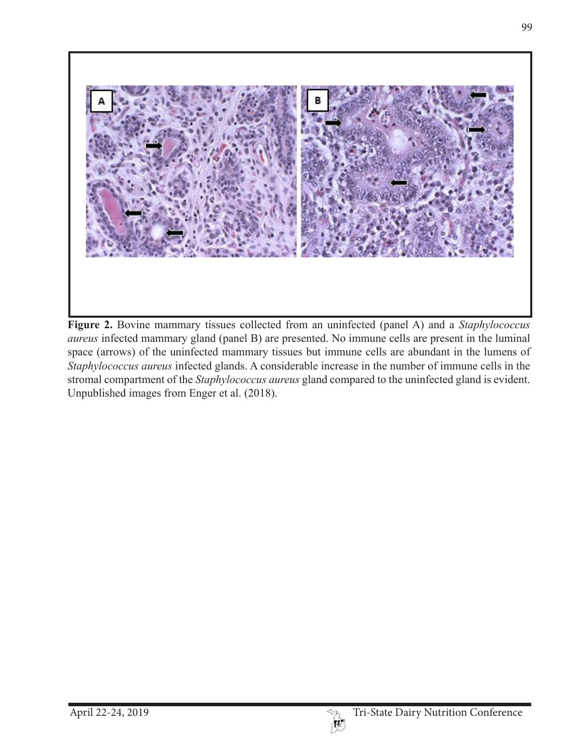**Figure 2.** Bovine mammary tissues collected from an uninfected (panel A) and a *Staphylococcus aureus* infected mammary gland (panel B) are presented. No immune cells are present in the luminal space (arrows) of the uninfected mammary tissues but immune cells are abundant in the lumens of *Staphylococcus aureus* infected glands. A considerable increase in the number of immune cells in the stromal compartment of the *Staphylococcus aureus* gland compared to the uninfected gland is evident. Unpublished images from Enger et al. (2018).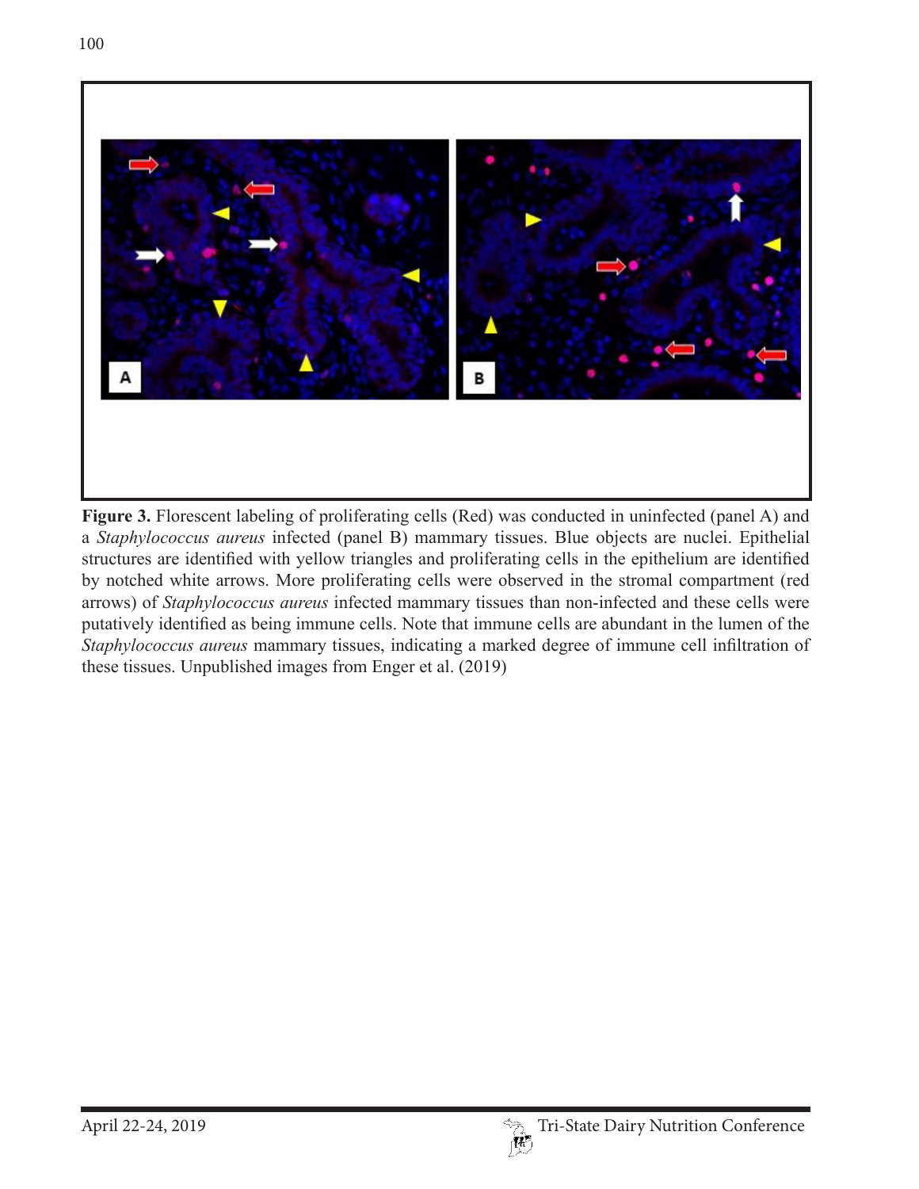A

B

**Figure 3.** Florescent labeling of proliferating cells (Red) was conducted in uninfected (panel A) and a *Staphylococcus aureus* infected (panel B) mammary tissues. Blue objects are nuclei. Epithelial structures are identified with yellow triangles and proliferating cells in the epithelium are identified by notched white arrows. More proliferating cells were observed in the stromal compartment (red arrows) of *Staphylococcus aureus* infected mammary tissues than non-infected and these cells were putatively identified as being immune cells. Note that immune cells are abundant in the lumen of the *Staphylococcus aureus* mammary tissues, indicating a marked degree of immune cell infiltration of these tissues. Unpublished images from Enger et al. (2019)